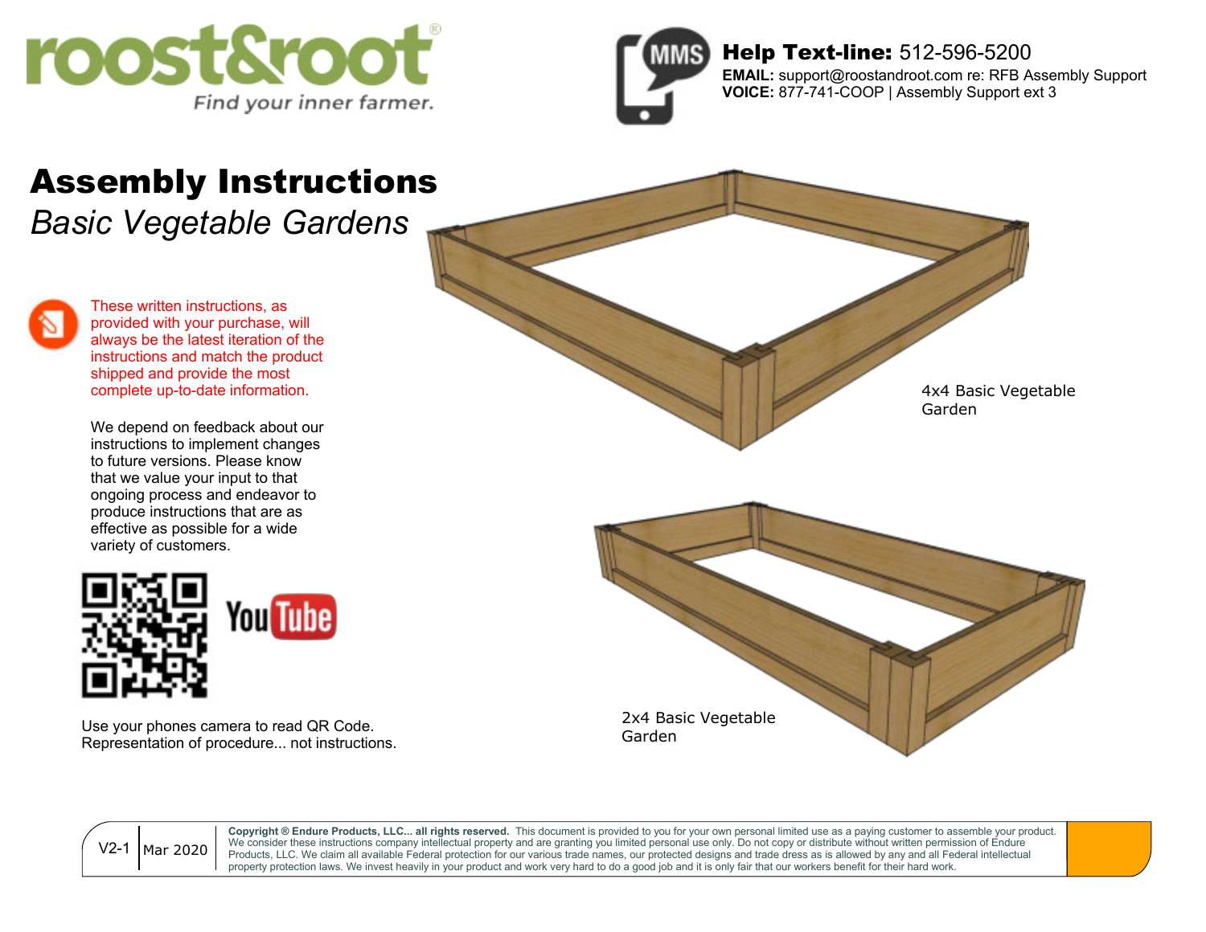roost&root®

*Find your inner farmer.*

**Help Text-line:** 512-596-5200
**EMAIL:** support@roostandroot.com re: RFB Assembly Support
**VOICE:** 877-741-COOP | Assembly Support ext 3

# Assembly Instructions

*Basic Vegetable Gardens*

These written instructions, as provided with your purchase, will always be the latest iteration of the instructions and match the product shipped and provide the most complete up-to-date information.

We depend on feedback about our instructions to implement changes to future versions. Please know that we value your input to that ongoing process and endeavor to produce instructions that are as effective as possible for a wide variety of customers.

Use your phones camera to read QR Code.
Representation of procedure... not instructions.

4x4 Basic Vegetable Garden

2x4 Basic Vegetable Garden

V2-1 | Mar 2020

**Copyright ® Endure Products, LLC... all rights reserved.** This document is provided to you for your own personal limited use as a paying customer to assemble your product. We consider these instructions company intellectual property and are granting you limited personal use only. Do not copy or distribute without written permission of Endure Products, LLC. We claim all available Federal protection for our various trade names, our protected designs and trade dress as is allowed by any and all Federal intellectual property protection laws. We invest heavily in your product and work very hard to do a good job and it is only fair that our workers benefit for their hard work.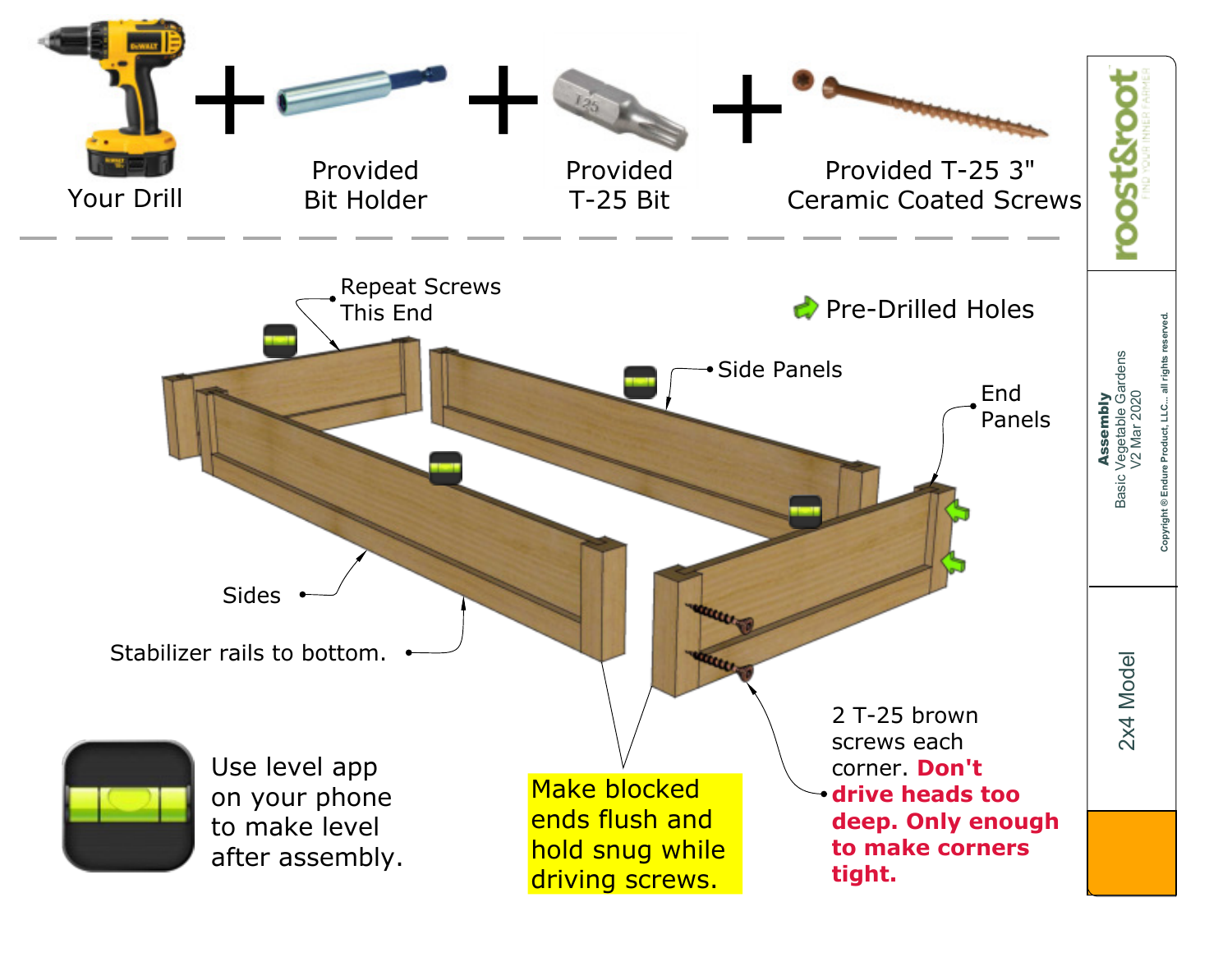Your Drill + Provided Bit Holder + Provided T-25 Bit + Provided T-25 3" Ceramic Coated Screws

Repeat Screws This End

Pre-Drilled Holes

Side Panels

End Panels

Sides

Stabilizer rails to bottom.

Use level app on your phone to make level after assembly.

**Make blocked ends flush and hold snug while driving screws.**

2 T-25 brown screws each corner. **Don't drive heads too deep. Only enough to make corners tight.**

roost&root — FIND YOUR INNER FARMER

**Assembly**
Basic Vegetable Gardens
V2 Mar 2020

Copyright © Endure Product, LLC... all rights reserved.

2x4 Model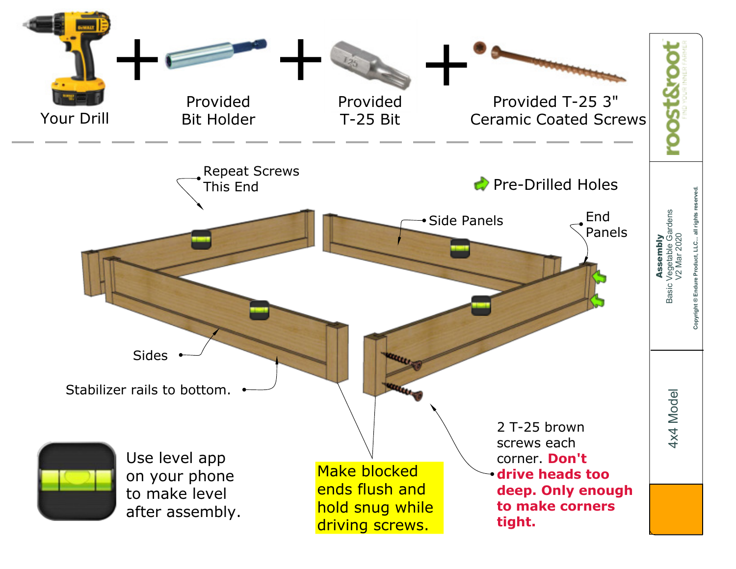Your Drill + Provided Bit Holder + Provided T-25 Bit + Provided T-25 3" Ceramic Coated Screws

Repeat Screws This End

Pre-Drilled Holes

Side Panels

End Panels

Sides

Stabilizer rails to bottom.

Use level app on your phone to make level after assembly.

Make blocked ends flush and hold snug while driving screws.

2 T-25 brown screws each corner. **Don't drive heads too deep. Only enough to make corners tight.**

roost&root
FIND YOUR INNER FARMER

**Assembly**
Basic Vegetable Gardens
V2 Mar 2020

Copyright © Endure Product, LLC... all rights reserved.

4x4 Model